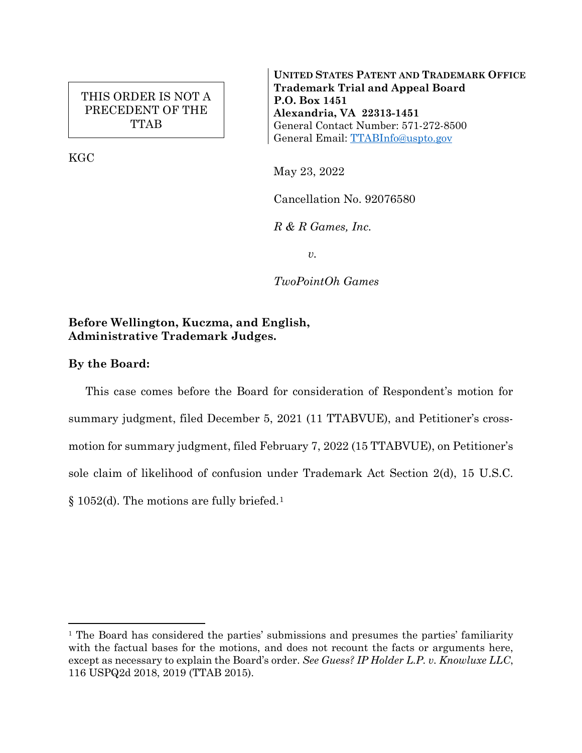THIS ORDER IS NOT A PRECEDENT OF THE TTAB

KGC

**UNITED STATES PATENT AND TRADEMARK OFFICE**
**Trademark Trial and Appeal Board**
**P.O. Box 1451**
**Alexandria, VA 22313-1451**
General Contact Number: 571-272-8500
General Email: TTABInfo@uspto.gov

May 23, 2022

Cancellation No. 92076580

*R & R Games, Inc.*

*v.*

*TwoPointOh Games*

**Before Wellington, Kuczma, and English, Administrative Trademark Judges.**

**By the Board:**

This case comes before the Board for consideration of Respondent's motion for summary judgment, filed December 5, 2021 (11 TTABVUE), and Petitioner's cross-motion for summary judgment, filed February 7, 2022 (15 TTABVUE), on Petitioner's sole claim of likelihood of confusion under Trademark Act Section 2(d), 15 U.S.C. § 1052(d). The motions are fully briefed.[1]

---

[1] The Board has considered the parties' submissions and presumes the parties' familiarity with the factual bases for the motions, and does not recount the facts or arguments here, except as necessary to explain the Board's order. *See Guess? IP Holder L.P. v. Knowluxe LLC*, 116 USPQ2d 2018, 2019 (TTAB 2015).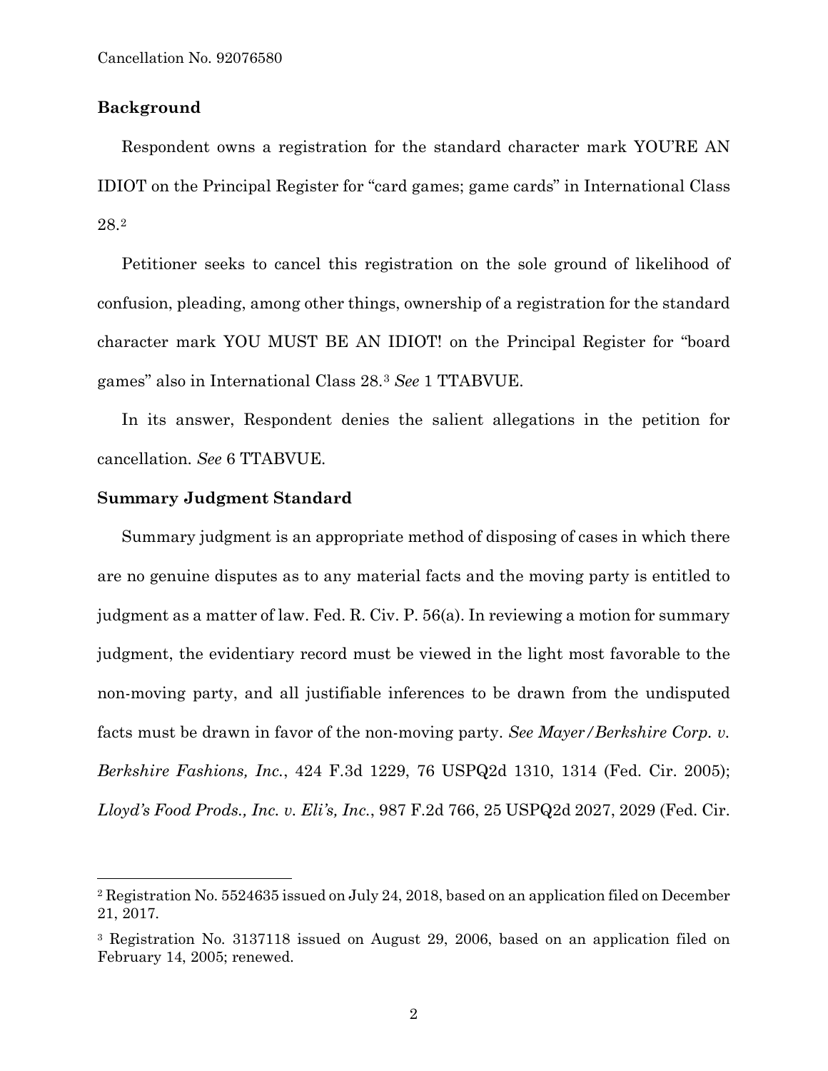## Background

Respondent owns a registration for the standard character mark YOU'RE AN IDIOT on the Principal Register for "card games; game cards" in International Class 28.[2]

Petitioner seeks to cancel this registration on the sole ground of likelihood of confusion, pleading, among other things, ownership of a registration for the standard character mark YOU MUST BE AN IDIOT! on the Principal Register for "board games" also in International Class 28.[3] *See* 1 TTABVUE.

In its answer, Respondent denies the salient allegations in the petition for cancellation. *See* 6 TTABVUE.

## Summary Judgment Standard

Summary judgment is an appropriate method of disposing of cases in which there are no genuine disputes as to any material facts and the moving party is entitled to judgment as a matter of law. Fed. R. Civ. P. 56(a). In reviewing a motion for summary judgment, the evidentiary record must be viewed in the light most favorable to the non-moving party, and all justifiable inferences to be drawn from the undisputed facts must be drawn in favor of the non-moving party. *See Mayer/Berkshire Corp. v. Berkshire Fashions, Inc.*, 424 F.3d 1229, 76 USPQ2d 1310, 1314 (Fed. Cir. 2005); *Lloyd's Food Prods., Inc. v. Eli's, Inc.*, 987 F.2d 766, 25 USPQ2d 2027, 2029 (Fed. Cir.

---

[2] Registration No. 5524635 issued on July 24, 2018, based on an application filed on December 21, 2017.

[3] Registration No. 3137118 issued on August 29, 2006, based on an application filed on February 14, 2005; renewed.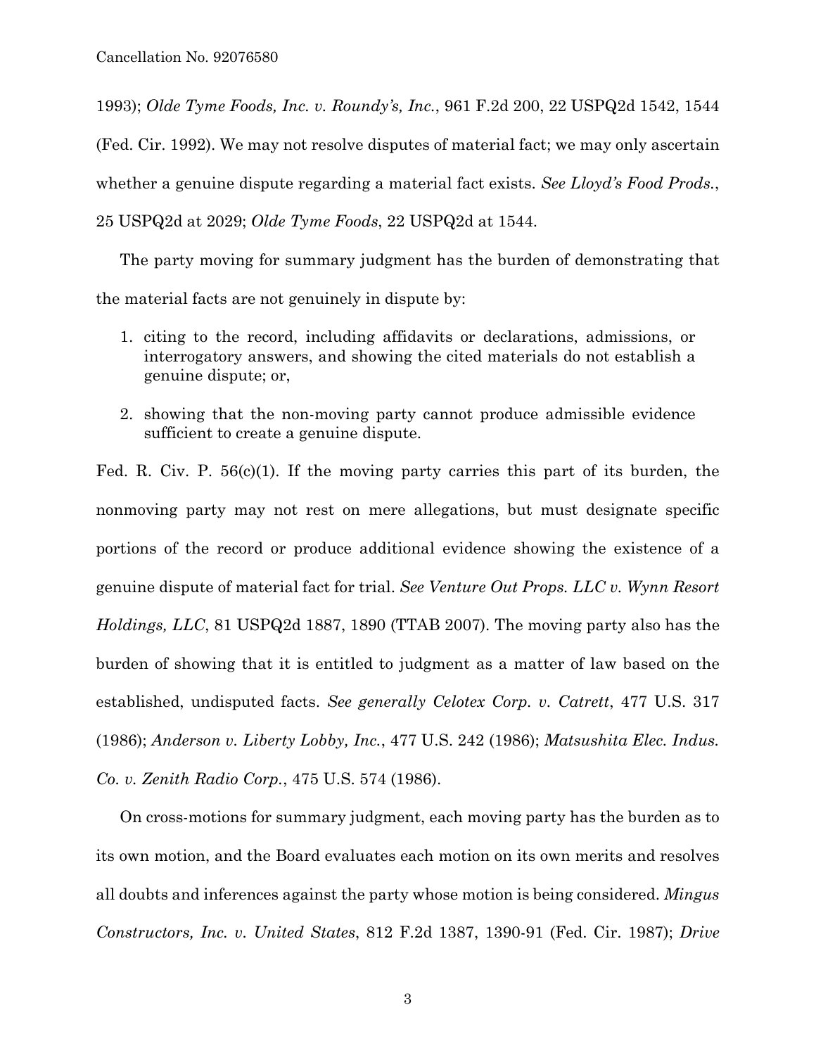1993); *Olde Tyme Foods, Inc. v. Roundy's, Inc.*, 961 F.2d 200, 22 USPQ2d 1542, 1544 (Fed. Cir. 1992). We may not resolve disputes of material fact; we may only ascertain whether a genuine dispute regarding a material fact exists. *See Lloyd's Food Prods.*, 25 USPQ2d at 2029; *Olde Tyme Foods*, 22 USPQ2d at 1544.

The party moving for summary judgment has the burden of demonstrating that the material facts are not genuinely in dispute by:

1. citing to the record, including affidavits or declarations, admissions, or interrogatory answers, and showing the cited materials do not establish a genuine dispute; or,

2. showing that the non-moving party cannot produce admissible evidence sufficient to create a genuine dispute.

Fed. R. Civ. P. 56(c)(1). If the moving party carries this part of its burden, the nonmoving party may not rest on mere allegations, but must designate specific portions of the record or produce additional evidence showing the existence of a genuine dispute of material fact for trial. *See Venture Out Props. LLC v. Wynn Resort Holdings, LLC*, 81 USPQ2d 1887, 1890 (TTAB 2007). The moving party also has the burden of showing that it is entitled to judgment as a matter of law based on the established, undisputed facts. *See generally Celotex Corp. v. Catrett*, 477 U.S. 317 (1986); *Anderson v. Liberty Lobby, Inc.*, 477 U.S. 242 (1986); *Matsushita Elec. Indus. Co. v. Zenith Radio Corp.*, 475 U.S. 574 (1986).

On cross-motions for summary judgment, each moving party has the burden as to its own motion, and the Board evaluates each motion on its own merits and resolves all doubts and inferences against the party whose motion is being considered. *Mingus Constructors, Inc. v. United States*, 812 F.2d 1387, 1390-91 (Fed. Cir. 1987); *Drive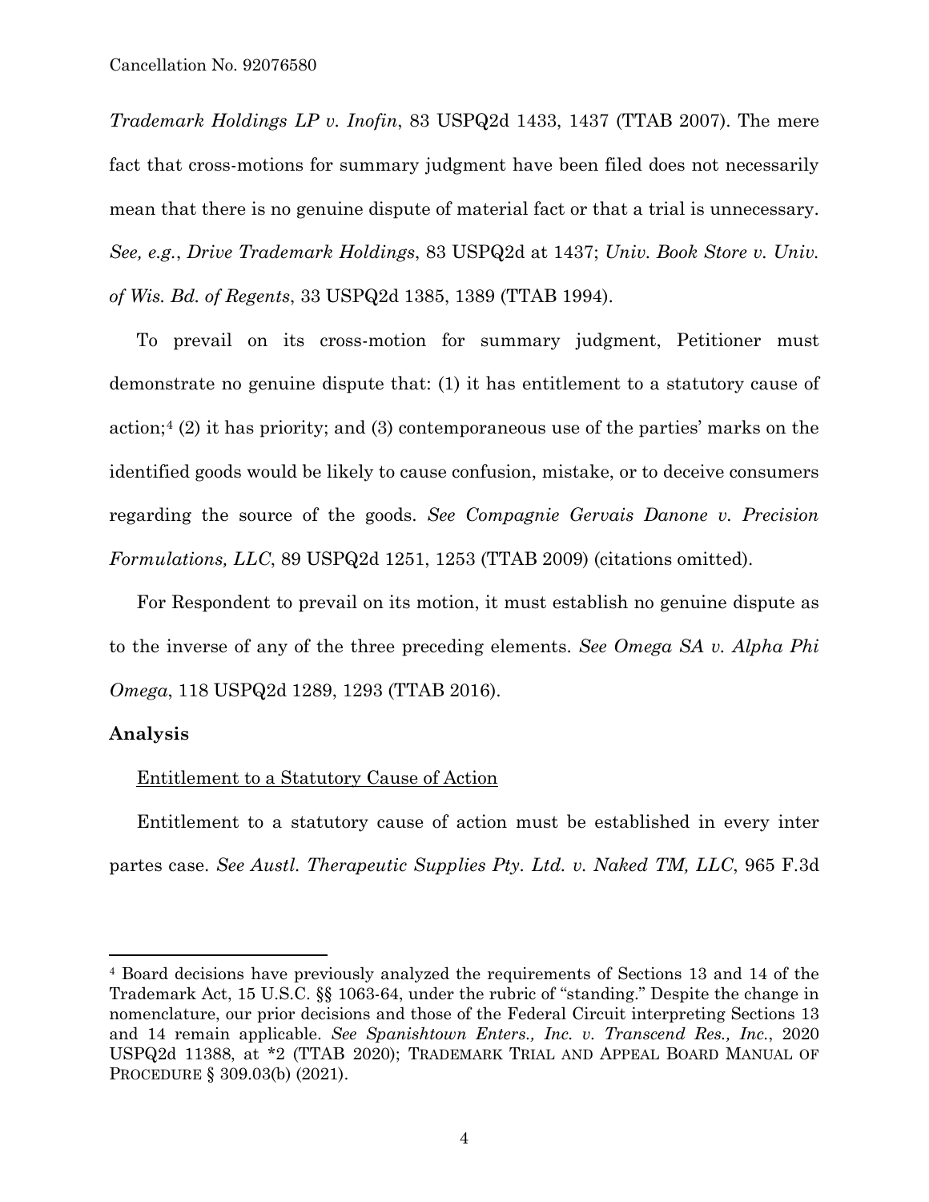*Trademark Holdings LP v. Inofin*, 83 USPQ2d 1433, 1437 (TTAB 2007). The mere fact that cross-motions for summary judgment have been filed does not necessarily mean that there is no genuine dispute of material fact or that a trial is unnecessary. *See, e.g.*, *Drive Trademark Holdings*, 83 USPQ2d at 1437; *Univ. Book Store v. Univ. of Wis. Bd. of Regents*, 33 USPQ2d 1385, 1389 (TTAB 1994).

To prevail on its cross-motion for summary judgment, Petitioner must demonstrate no genuine dispute that: (1) it has entitlement to a statutory cause of action;[4] (2) it has priority; and (3) contemporaneous use of the parties' marks on the identified goods would be likely to cause confusion, mistake, or to deceive consumers regarding the source of the goods. *See Compagnie Gervais Danone v. Precision Formulations, LLC*, 89 USPQ2d 1251, 1253 (TTAB 2009) (citations omitted).

For Respondent to prevail on its motion, it must establish no genuine dispute as to the inverse of any of the three preceding elements. *See Omega SA v. Alpha Phi Omega*, 118 USPQ2d 1289, 1293 (TTAB 2016).

**Analysis**

Entitlement to a Statutory Cause of Action

Entitlement to a statutory cause of action must be established in every inter partes case. *See Austl. Therapeutic Supplies Pty. Ltd. v. Naked TM, LLC*, 965 F.3d

---

[4] Board decisions have previously analyzed the requirements of Sections 13 and 14 of the Trademark Act, 15 U.S.C. §§ 1063-64, under the rubric of "standing." Despite the change in nomenclature, our prior decisions and those of the Federal Circuit interpreting Sections 13 and 14 remain applicable. *See Spanishtown Enters., Inc. v. Transcend Res., Inc.*, 2020 USPQ2d 11388, at \*2 (TTAB 2020); TRADEMARK TRIAL AND APPEAL BOARD MANUAL OF PROCEDURE § 309.03(b) (2021).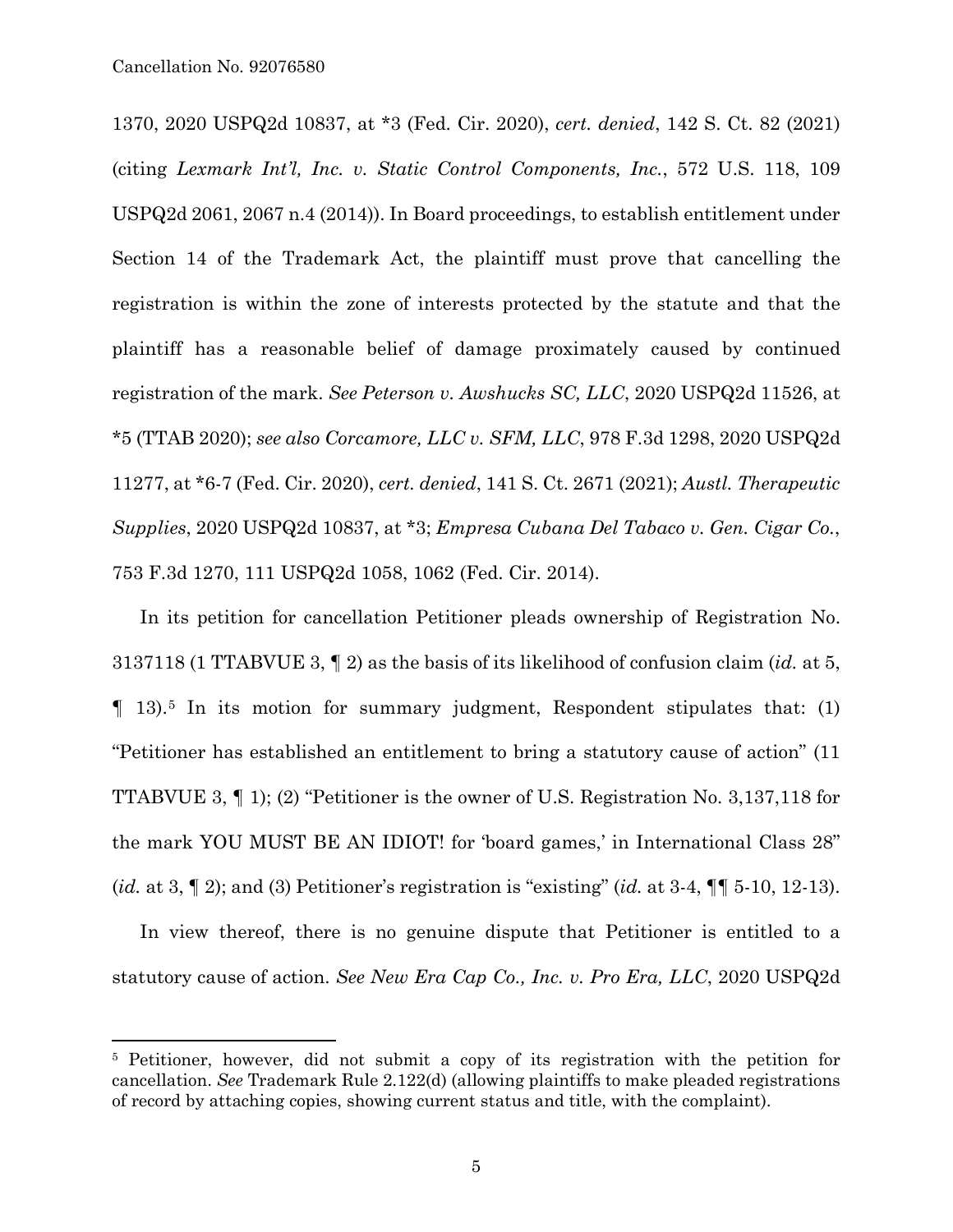1370, 2020 USPQ2d 10837, at *3 (Fed. Cir. 2020), *cert. denied*, 142 S. Ct. 82 (2021) (citing *Lexmark Int'l, Inc. v. Static Control Components, Inc.*, 572 U.S. 118, 109 USPQ2d 2061, 2067 n.4 (2014)). In Board proceedings, to establish entitlement under Section 14 of the Trademark Act, the plaintiff must prove that cancelling the registration is within the zone of interests protected by the statute and that the plaintiff has a reasonable belief of damage proximately caused by continued registration of the mark. *See Peterson v. Awshucks SC, LLC*, 2020 USPQ2d 11526, at *5 (TTAB 2020); *see also Corcamore, LLC v. SFM, LLC*, 978 F.3d 1298, 2020 USPQ2d 11277, at *6-7 (Fed. Cir. 2020), *cert. denied*, 141 S. Ct. 2671 (2021); *Austl. Therapeutic Supplies*, 2020 USPQ2d 10837, at *3; *Empresa Cubana Del Tabaco v. Gen. Cigar Co.*, 753 F.3d 1270, 111 USPQ2d 1058, 1062 (Fed. Cir. 2014).

In its petition for cancellation Petitioner pleads ownership of Registration No. 3137118 (1 TTABVUE 3, ¶ 2) as the basis of its likelihood of confusion claim (*id.* at 5, ¶ 13).[5] In its motion for summary judgment, Respondent stipulates that: (1) "Petitioner has established an entitlement to bring a statutory cause of action" (11 TTABVUE 3, ¶ 1); (2) "Petitioner is the owner of U.S. Registration No. 3,137,118 for the mark YOU MUST BE AN IDIOT! for 'board games,' in International Class 28" (*id.* at 3, ¶ 2); and (3) Petitioner's registration is "existing" (*id.* at 3-4, ¶¶ 5-10, 12-13).

In view thereof, there is no genuine dispute that Petitioner is entitled to a statutory cause of action. *See New Era Cap Co., Inc. v. Pro Era, LLC*, 2020 USPQ2d

---

[5] Petitioner, however, did not submit a copy of its registration with the petition for cancellation. *See* Trademark Rule 2.122(d) (allowing plaintiffs to make pleaded registrations of record by attaching copies, showing current status and title, with the complaint).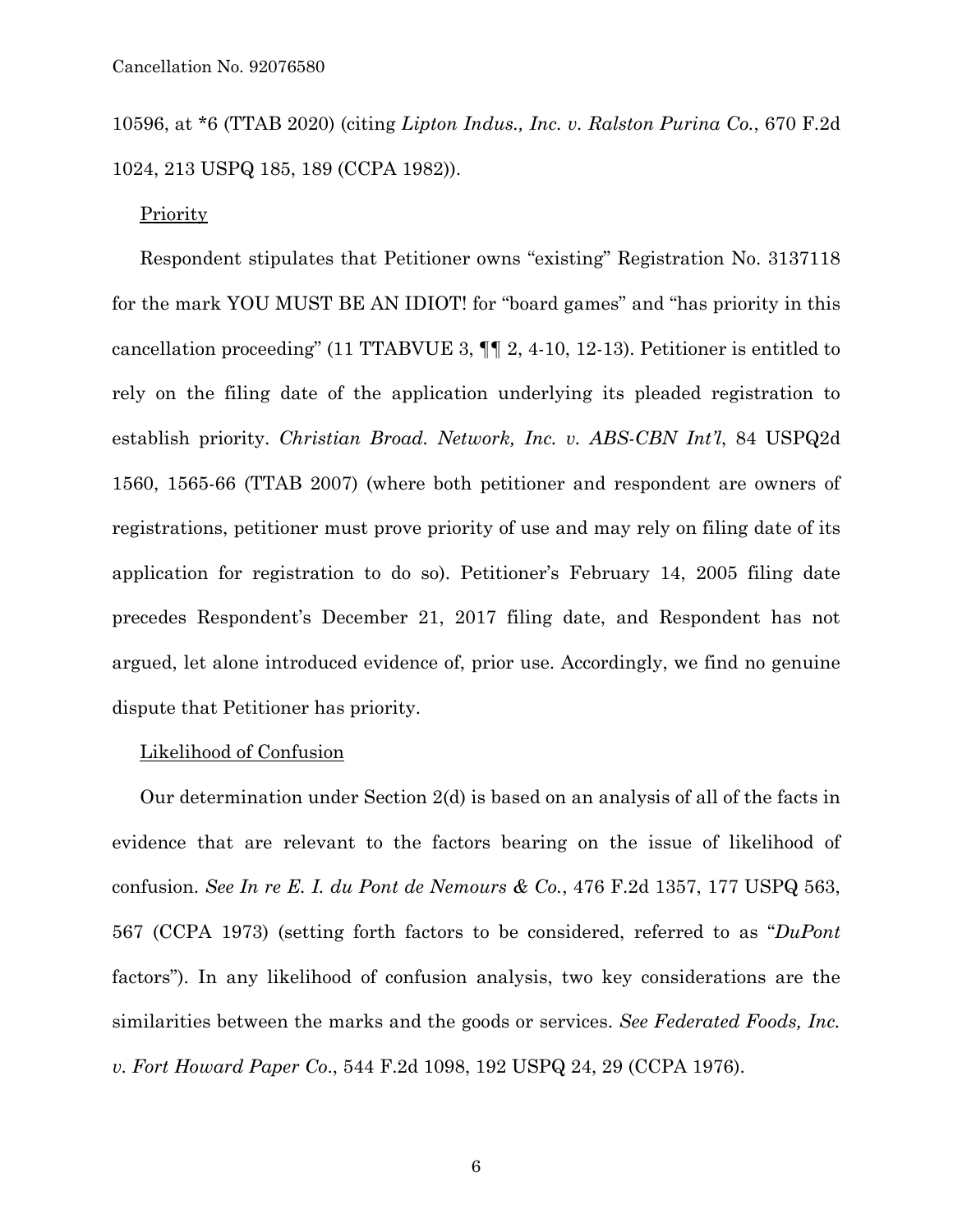10596, at *6 (TTAB 2020) (citing *Lipton Indus., Inc. v. Ralston Purina Co.*, 670 F.2d 1024, 213 USPQ 185, 189 (CCPA 1982)).

Priority

Respondent stipulates that Petitioner owns "existing" Registration No. 3137118 for the mark YOU MUST BE AN IDIOT! for "board games" and "has priority in this cancellation proceeding" (11 TTABVUE 3, ¶¶ 2, 4-10, 12-13). Petitioner is entitled to rely on the filing date of the application underlying its pleaded registration to establish priority. *Christian Broad. Network, Inc. v. ABS-CBN Int'l*, 84 USPQ2d 1560, 1565-66 (TTAB 2007) (where both petitioner and respondent are owners of registrations, petitioner must prove priority of use and may rely on filing date of its application for registration to do so). Petitioner's February 14, 2005 filing date precedes Respondent's December 21, 2017 filing date, and Respondent has not argued, let alone introduced evidence of, prior use. Accordingly, we find no genuine dispute that Petitioner has priority.

Likelihood of Confusion

Our determination under Section 2(d) is based on an analysis of all of the facts in evidence that are relevant to the factors bearing on the issue of likelihood of confusion. *See In re E. I. du Pont de Nemours & Co.*, 476 F.2d 1357, 177 USPQ 563, 567 (CCPA 1973) (setting forth factors to be considered, referred to as "*DuPont* factors"). In any likelihood of confusion analysis, two key considerations are the similarities between the marks and the goods or services. *See Federated Foods, Inc. v. Fort Howard Paper Co.*, 544 F.2d 1098, 192 USPQ 24, 29 (CCPA 1976).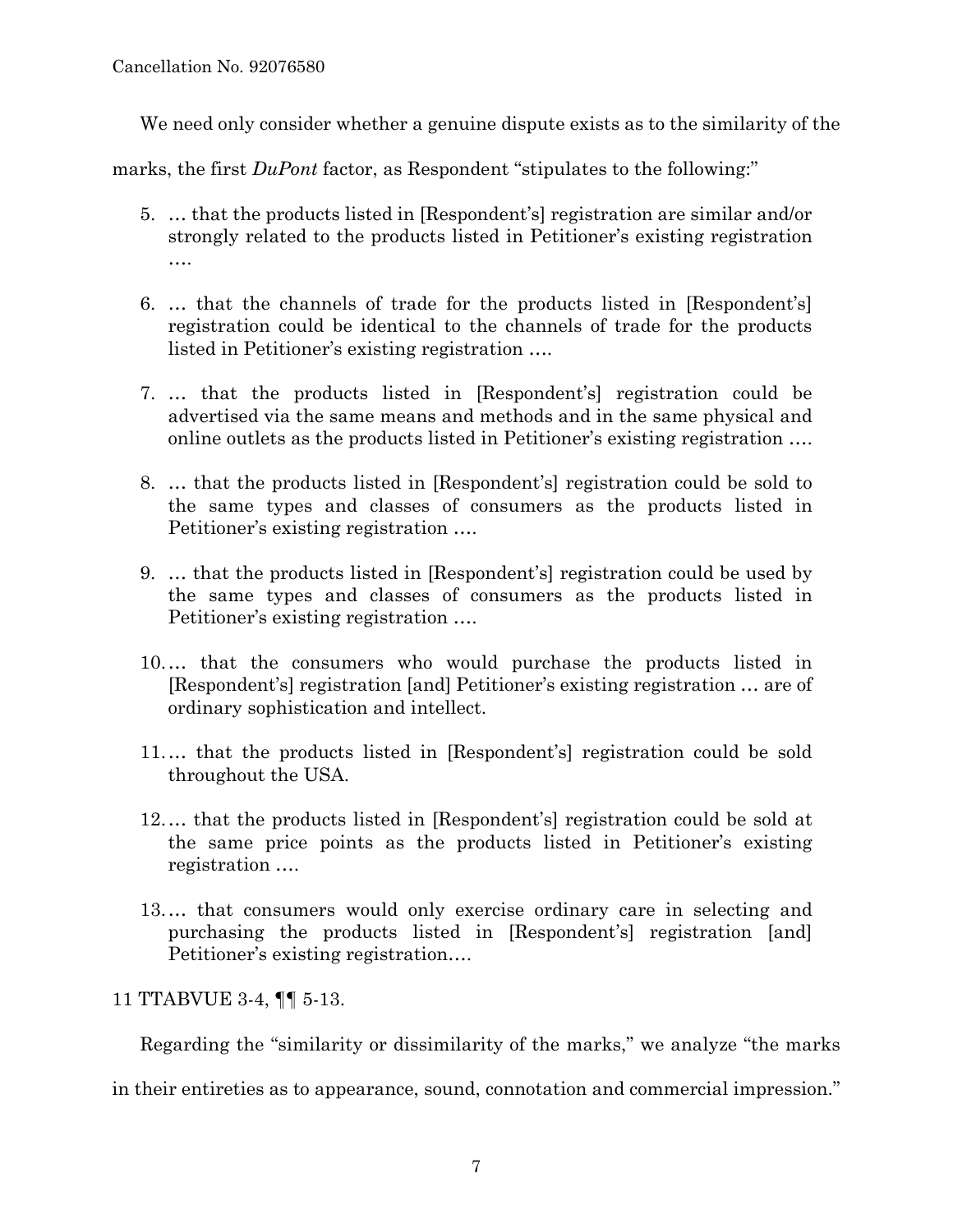We need only consider whether a genuine dispute exists as to the similarity of the marks, the first *DuPont* factor, as Respondent "stipulates to the following:"

5. … that the products listed in [Respondent's] registration are similar and/or strongly related to the products listed in Petitioner's existing registration ….

6. … that the channels of trade for the products listed in [Respondent's] registration could be identical to the channels of trade for the products listed in Petitioner's existing registration ….

7. … that the products listed in [Respondent's] registration could be advertised via the same means and methods and in the same physical and online outlets as the products listed in Petitioner's existing registration ….

8. … that the products listed in [Respondent's] registration could be sold to the same types and classes of consumers as the products listed in Petitioner's existing registration ….

9. … that the products listed in [Respondent's] registration could be used by the same types and classes of consumers as the products listed in Petitioner's existing registration ….

10. … that the consumers who would purchase the products listed in [Respondent's] registration [and] Petitioner's existing registration … are of ordinary sophistication and intellect.

11. … that the products listed in [Respondent's] registration could be sold throughout the USA.

12. … that the products listed in [Respondent's] registration could be sold at the same price points as the products listed in Petitioner's existing registration ….

13. … that consumers would only exercise ordinary care in selecting and purchasing the products listed in [Respondent's] registration [and] Petitioner's existing registration….

11 TTABVUE 3-4, ¶¶ 5-13.

Regarding the "similarity or dissimilarity of the marks," we analyze "the marks in their entireties as to appearance, sound, connotation and commercial impression."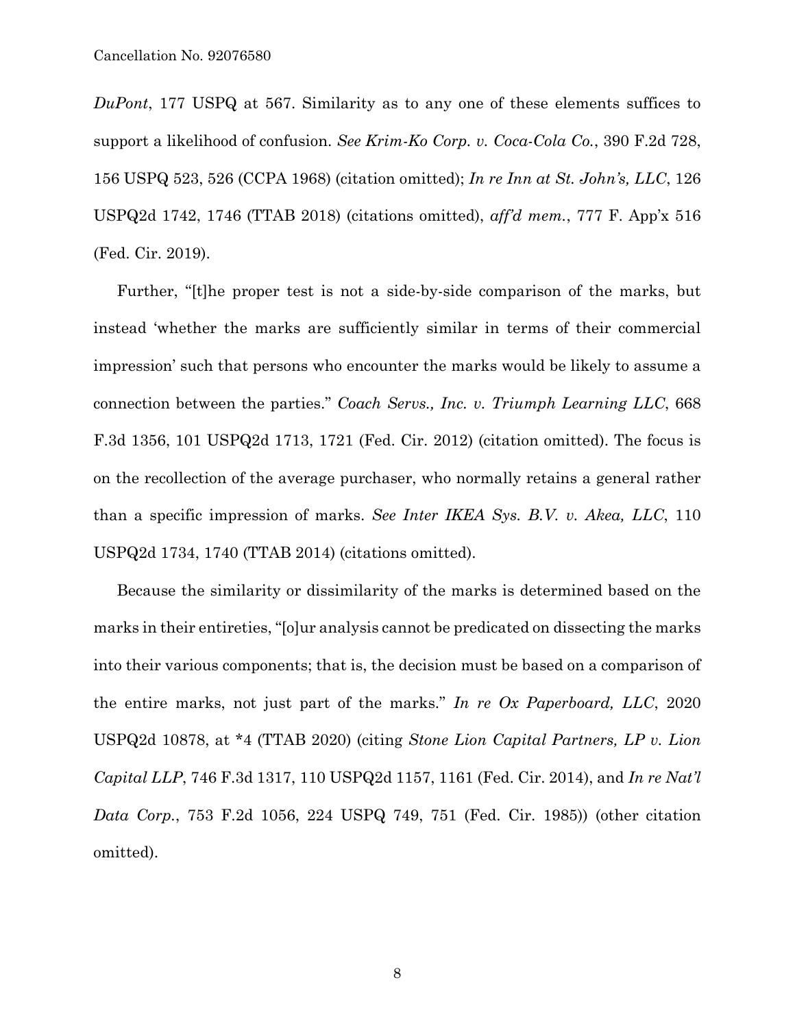*DuPont*, 177 USPQ at 567. Similarity as to any one of these elements suffices to support a likelihood of confusion. *See Krim-Ko Corp. v. Coca-Cola Co.*, 390 F.2d 728, 156 USPQ 523, 526 (CCPA 1968) (citation omitted); *In re Inn at St. John's, LLC*, 126 USPQ2d 1742, 1746 (TTAB 2018) (citations omitted), *aff'd mem.*, 777 F. App'x 516 (Fed. Cir. 2019).

Further, "[t]he proper test is not a side-by-side comparison of the marks, but instead 'whether the marks are sufficiently similar in terms of their commercial impression' such that persons who encounter the marks would be likely to assume a connection between the parties." *Coach Servs., Inc. v. Triumph Learning LLC*, 668 F.3d 1356, 101 USPQ2d 1713, 1721 (Fed. Cir. 2012) (citation omitted). The focus is on the recollection of the average purchaser, who normally retains a general rather than a specific impression of marks. *See Inter IKEA Sys. B.V. v. Akea, LLC*, 110 USPQ2d 1734, 1740 (TTAB 2014) (citations omitted).

Because the similarity or dissimilarity of the marks is determined based on the marks in their entireties, "[o]ur analysis cannot be predicated on dissecting the marks into their various components; that is, the decision must be based on a comparison of the entire marks, not just part of the marks." *In re Ox Paperboard, LLC*, 2020 USPQ2d 10878, at *4 (TTAB 2020) (citing *Stone Lion Capital Partners, LP v. Lion Capital LLP*, 746 F.3d 1317, 110 USPQ2d 1157, 1161 (Fed. Cir. 2014), and *In re Nat'l Data Corp.*, 753 F.2d 1056, 224 USPQ 749, 751 (Fed. Cir. 1985)) (other citation omitted).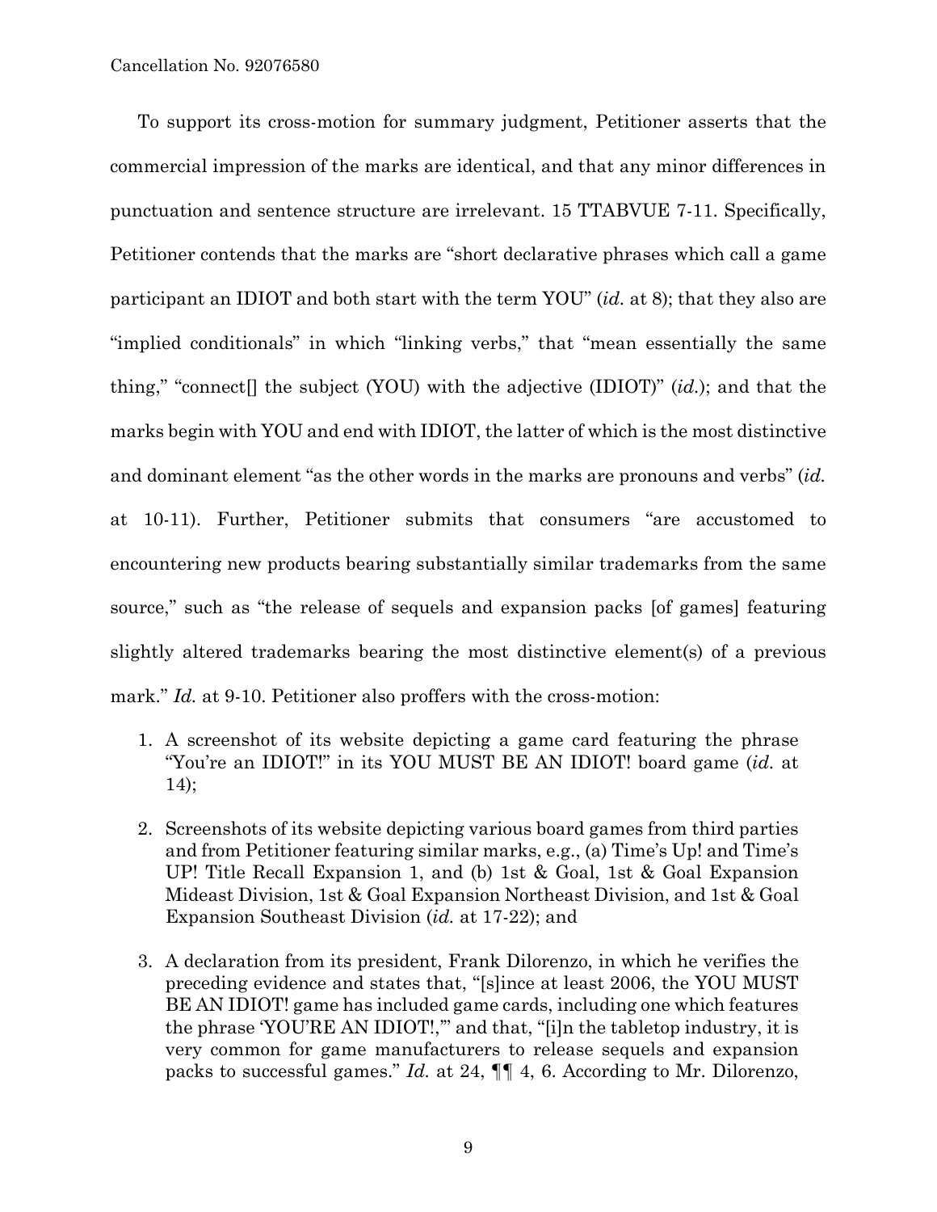To support its cross-motion for summary judgment, Petitioner asserts that the commercial impression of the marks are identical, and that any minor differences in punctuation and sentence structure are irrelevant. 15 TTABVUE 7-11. Specifically, Petitioner contends that the marks are "short declarative phrases which call a game participant an IDIOT and both start with the term YOU" (*id.* at 8); that they also are "implied conditionals" in which "linking verbs," that "mean essentially the same thing," "connect[] the subject (YOU) with the adjective (IDIOT)" (*id.*); and that the marks begin with YOU and end with IDIOT, the latter of which is the most distinctive and dominant element "as the other words in the marks are pronouns and verbs" (*id.* at 10-11). Further, Petitioner submits that consumers "are accustomed to encountering new products bearing substantially similar trademarks from the same source," such as "the release of sequels and expansion packs [of games] featuring slightly altered trademarks bearing the most distinctive element(s) of a previous mark." *Id.* at 9-10. Petitioner also proffers with the cross-motion:

1. A screenshot of its website depicting a game card featuring the phrase "You're an IDIOT!" in its YOU MUST BE AN IDIOT! board game (*id.* at 14);

2. Screenshots of its website depicting various board games from third parties and from Petitioner featuring similar marks, e.g., (a) Time's Up! and Time's UP! Title Recall Expansion 1, and (b) 1st & Goal, 1st & Goal Expansion Mideast Division, 1st & Goal Expansion Northeast Division, and 1st & Goal Expansion Southeast Division (*id.* at 17-22); and

3. A declaration from its president, Frank Dilorenzo, in which he verifies the preceding evidence and states that, "[s]ince at least 2006, the YOU MUST BE AN IDIOT! game has included game cards, including one which features the phrase 'YOU'RE AN IDIOT!,'" and that, "[i]n the tabletop industry, it is very common for game manufacturers to release sequels and expansion packs to successful games." *Id.* at 24, ¶¶ 4, 6. According to Mr. Dilorenzo,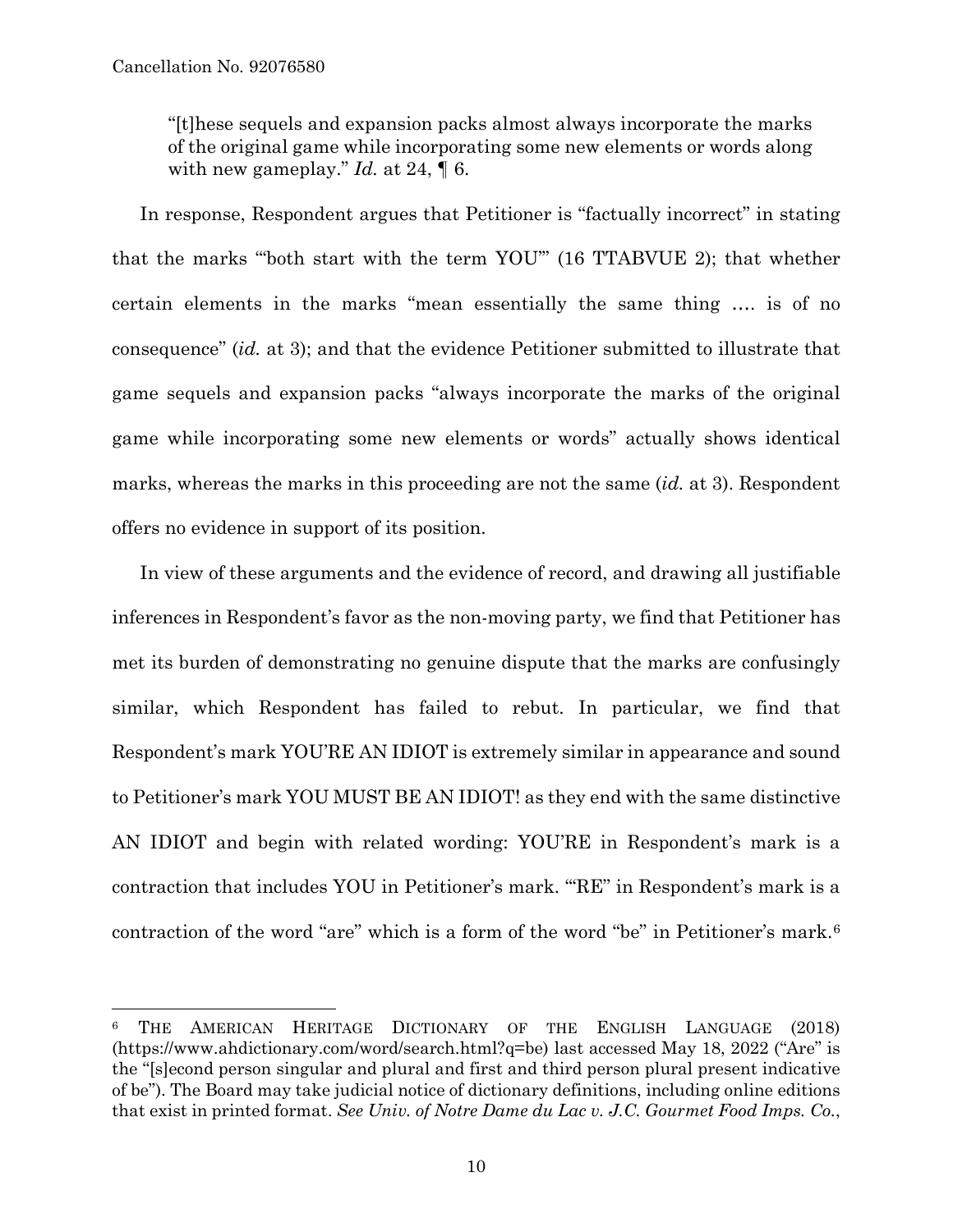"[t]hese sequels and expansion packs almost always incorporate the marks of the original game while incorporating some new elements or words along with new gameplay." *Id.* at 24, ¶ 6.

In response, Respondent argues that Petitioner is "factually incorrect" in stating that the marks "'both start with the term YOU'" (16 TTABVUE 2); that whether certain elements in the marks "mean essentially the same thing …. is of no consequence" (*id.* at 3); and that the evidence Petitioner submitted to illustrate that game sequels and expansion packs "always incorporate the marks of the original game while incorporating some new elements or words" actually shows identical marks, whereas the marks in this proceeding are not the same (*id.* at 3). Respondent offers no evidence in support of its position.

In view of these arguments and the evidence of record, and drawing all justifiable inferences in Respondent's favor as the non-moving party, we find that Petitioner has met its burden of demonstrating no genuine dispute that the marks are confusingly similar, which Respondent has failed to rebut. In particular, we find that Respondent's mark YOU'RE AN IDIOT is extremely similar in appearance and sound to Petitioner's mark YOU MUST BE AN IDIOT! as they end with the same distinctive AN IDIOT and begin with related wording: YOU'RE in Respondent's mark is a contraction that includes YOU in Petitioner's mark. "'RE" in Respondent's mark is a contraction of the word "are" which is a form of the word "be" in Petitioner's mark.[6]

---

[6] THE AMERICAN HERITAGE DICTIONARY OF THE ENGLISH LANGUAGE (2018) (https://www.ahdictionary.com/word/search.html?q=be) last accessed May 18, 2022 ("Are" is the "[s]econd person singular and plural and first and third person plural present indicative of be"). The Board may take judicial notice of dictionary definitions, including online editions that exist in printed format. *See Univ. of Notre Dame du Lac v. J.C. Gourmet Food Imps. Co.*,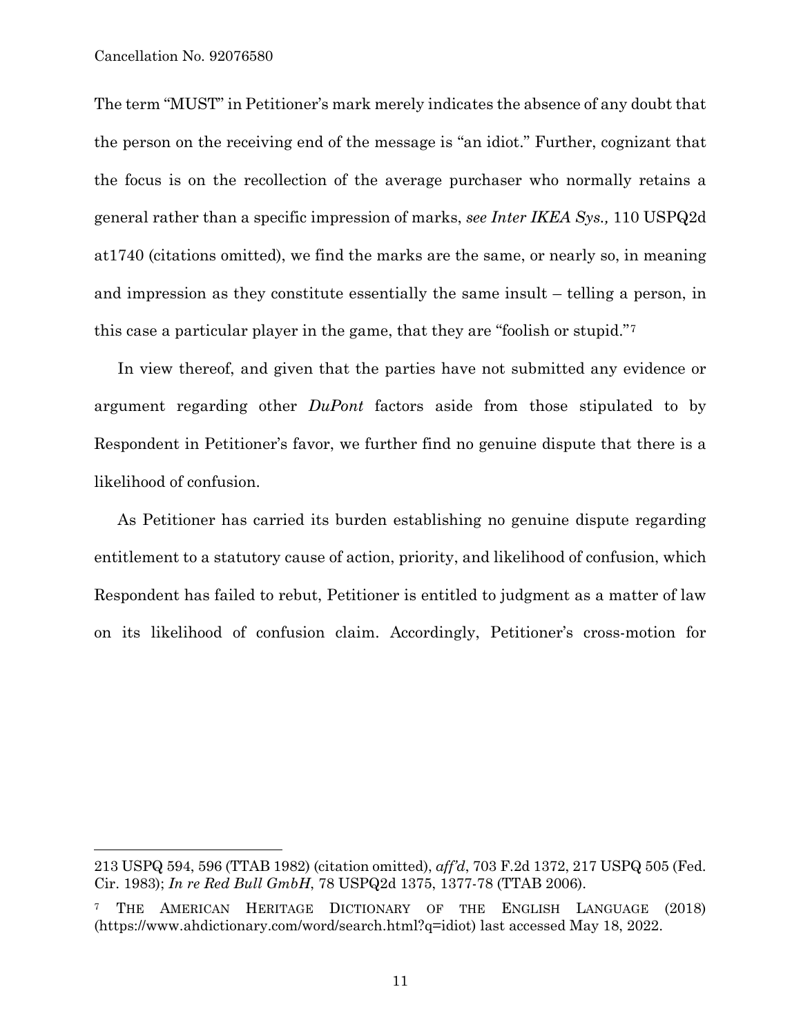The term "MUST" in Petitioner's mark merely indicates the absence of any doubt that the person on the receiving end of the message is "an idiot." Further, cognizant that the focus is on the recollection of the average purchaser who normally retains a general rather than a specific impression of marks, *see Inter IKEA Sys.,* 110 USPQ2d at1740 (citations omitted), we find the marks are the same, or nearly so, in meaning and impression as they constitute essentially the same insult – telling a person, in this case a particular player in the game, that they are "foolish or stupid."[7]

In view thereof, and given that the parties have not submitted any evidence or argument regarding other *DuPont* factors aside from those stipulated to by Respondent in Petitioner's favor, we further find no genuine dispute that there is a likelihood of confusion.

As Petitioner has carried its burden establishing no genuine dispute regarding entitlement to a statutory cause of action, priority, and likelihood of confusion, which Respondent has failed to rebut, Petitioner is entitled to judgment as a matter of law on its likelihood of confusion claim. Accordingly, Petitioner's cross-motion for

---

213 USPQ 594, 596 (TTAB 1982) (citation omitted), *aff'd*, 703 F.2d 1372, 217 USPQ 505 (Fed. Cir. 1983); *In re Red Bull GmbH*, 78 USPQ2d 1375, 1377-78 (TTAB 2006).

[7] THE AMERICAN HERITAGE DICTIONARY OF THE ENGLISH LANGUAGE (2018) (https://www.ahdictionary.com/word/search.html?q=idiot) last accessed May 18, 2022.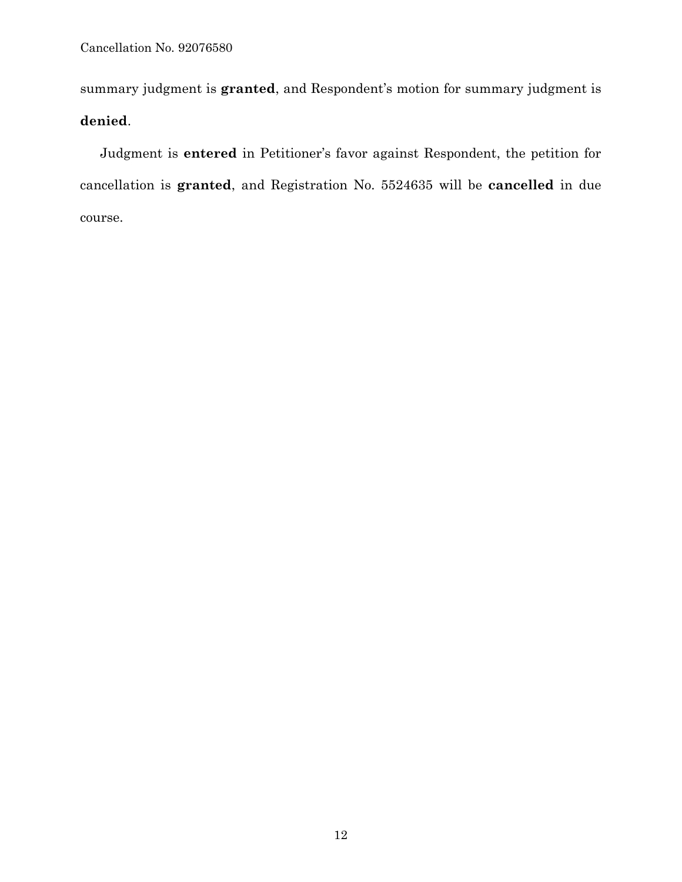summary judgment is **granted**, and Respondent's motion for summary judgment is **denied**.

Judgment is **entered** in Petitioner's favor against Respondent, the petition for cancellation is **granted**, and Registration No. 5524635 will be **cancelled** in due course.